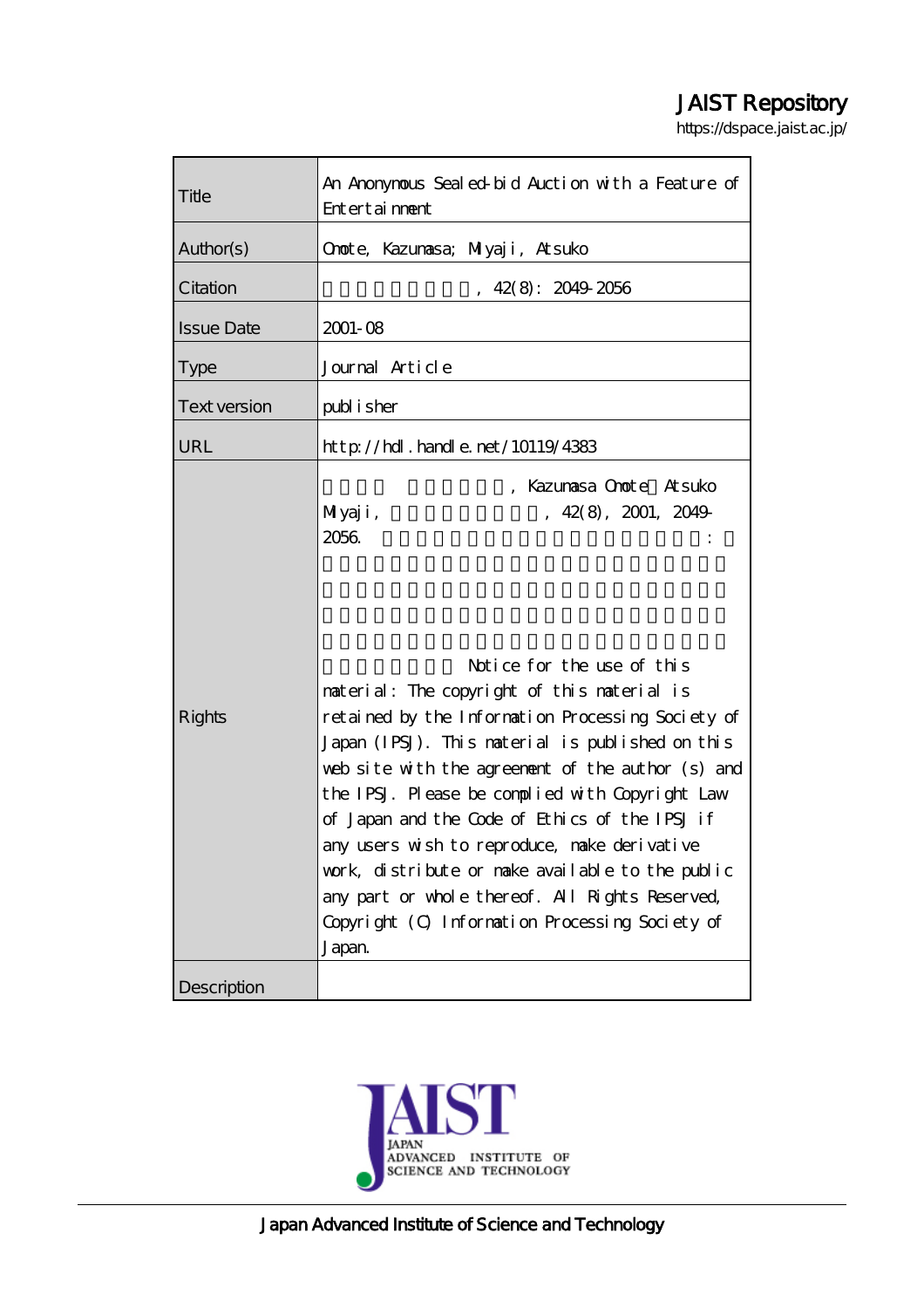# JAIST Repository

https://dspace.jaist.ac.jp/

| | |
|---|---|
| Title | An Anonymous Sealed-bid Auction with a Feature of Entertainment |
| Author(s) | Omote, Kazumasa; Miyaji, Atsuko |
| Citation | , 42(8): 2049-2056 |
| Issue Date | 2001-08 |
| Type | Journal Article |
| Text version | publisher |
| URL | http://hdl.handle.net/10119/4383 |
| Rights | , Kazumasa Omote Atsuko Miyaji, , 42(8), 2001, 2049-2056. : Notice for the use of this material: The copyright of this material is retained by the Information Processing Society of Japan (IPSJ). This material is published on this web site with the agreement of the author (s) and the IPSJ. Please be complied with Copyright Law of Japan and the Code of Ethics of the IPSJ if any users wish to reproduce, make derivative work, distribute or make available to the public any part or whole thereof. All Rights Reserved, Copyright (C) Information Processing Society of Japan. |
| Description | |

Japan Advanced Institute of Science and Technology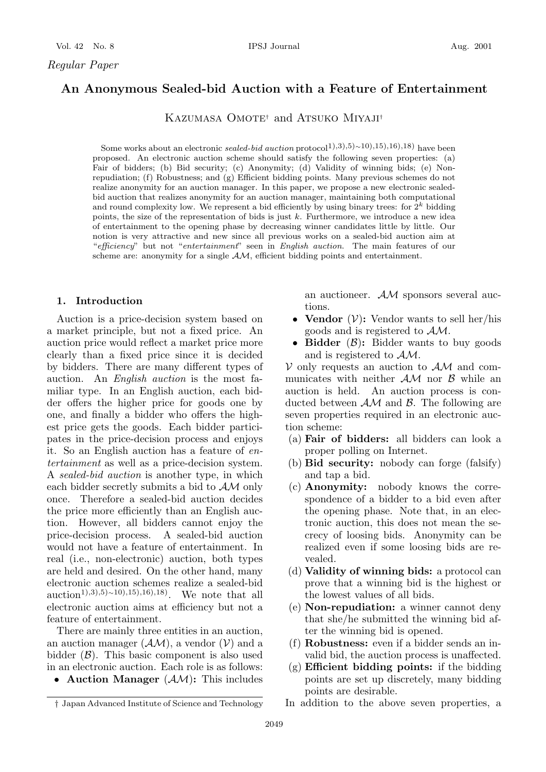*Regular Paper*

# An Anonymous Sealed-bid Auction with a Feature of Entertainment

Kazumasa Omote† and Atsuko Miyaji†

Some works about an electronic *sealed-bid auction* protocol[1),3),5)∼10),15),16),18)] have been proposed. An electronic auction scheme should satisfy the following seven properties: (a) Fair of bidders; (b) Bid security; (c) Anonymity; (d) Validity of winning bids; (e) Non-repudiation; (f) Robustness; and (g) Efficient bidding points. Many previous schemes do not realize anonymity for an auction manager. In this paper, we propose a new electronic sealed-bid auction that realizes anonymity for an auction manager, maintaining both computational and round complexity low. We represent a bid efficiently by using binary trees: for $2^k$ bidding points, the size of the representation of bids is just $k$. Furthermore, we introduce a new idea of entertainment to the opening phase by decreasing winner candidates little by little. Our notion is very attractive and new since all previous works on a sealed-bid auction aim at "*efficiency*" but not "*entertainment*" seen in *English auction*. The main features of our scheme are: anonymity for a single $\mathcal{AM}$, efficient bidding points and entertainment.

## 1. Introduction

Auction is a price-decision system based on a market principle, but not a fixed price. An auction price would reflect a market price more clearly than a fixed price since it is decided by bidders. There are many different types of auction. An *English auction* is the most familiar type. In an English auction, each bidder offers the higher price for goods one by one, and finally a bidder who offers the highest price gets the goods. Each bidder participates in the price-decision process and enjoys it. So an English auction has a feature of *entertainment* as well as a price-decision system. A *sealed-bid auction* is another type, in which each bidder secretly submits a bid to $\mathcal{AM}$ only once. Therefore a sealed-bid auction decides the price more efficiently than an English auction. However, all bidders cannot enjoy the price-decision process. A sealed-bid auction would not have a feature of entertainment. In real (i.e., non-electronic) auction, both types are held and desired. On the other hand, many electronic auction schemes realize a sealed-bid auction[1),3),5)∼10),15),16),18)]. We note that all electronic auction aims at efficiency but not a feature of entertainment.

There are mainly three entities in an auction, an auction manager ($\mathcal{AM}$), a vendor ($\mathcal{V}$) and a bidder ($\mathcal{B}$). This basic component is also used in an electronic auction. Each role is as follows:

- **Auction Manager** ($\mathcal{AM}$)**:** This includes an auctioneer. $\mathcal{AM}$ sponsors several auctions.
- **Vendor** ($\mathcal{V}$)**:** Vendor wants to sell her/his goods and is registered to $\mathcal{AM}$.
- **Bidder** ($\mathcal{B}$)**:** Bidder wants to buy goods and is registered to $\mathcal{AM}$.

$\mathcal{V}$ only requests an auction to $\mathcal{AM}$ and communicates with neither $\mathcal{AM}$ nor $\mathcal{B}$ while an auction is held. An auction process is conducted between $\mathcal{AM}$ and $\mathcal{B}$. The following are seven properties required in an electronic auction scheme:

(a) **Fair of bidders:** all bidders can look a proper polling on Internet.
(b) **Bid security:** nobody can forge (falsify) and tap a bid.
(c) **Anonymity:** nobody knows the correspondence of a bidder to a bid even after the opening phase. Note that, in an electronic auction, this does not mean the secrecy of loosing bids. Anonymity can be realized even if some loosing bids are revealed.
(d) **Validity of winning bids:** a protocol can prove that a winning bid is the highest or the lowest values of all bids.
(e) **Non-repudiation:** a winner cannot deny that she/he submitted the winning bid after the winning bid is opened.
(f) **Robustness:** even if a bidder sends an invalid bid, the auction process is unaffected.
(g) **Efficient bidding points:** if the bidding points are set up discretely, many bidding points are desirable.

In addition to the above seven properties, a

† Japan Advanced Institute of Science and Technology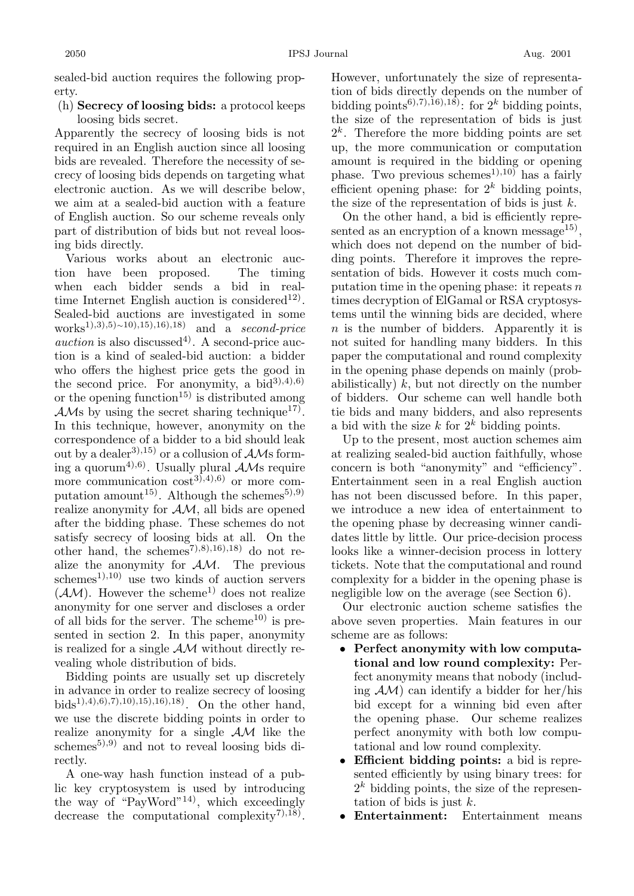sealed-bid auction requires the following property.

(h) **Secrecy of loosing bids:** a protocol keeps loosing bids secret.

Apparently the secrecy of loosing bids is not required in an English auction since all loosing bids are revealed. Therefore the necessity of secrecy of loosing bids depends on targeting what electronic auction. As we will describe below, we aim at a sealed-bid auction with a feature of English auction. So our scheme reveals only part of distribution of bids but not reveal loosing bids directly.

Various works about an electronic auction have been proposed. The timing when each bidder sends a bid in real-time Internet English auction is considered[12]. Sealed-bid auctions are investigated in some works[1),3),5)~10),15),16),18] and a *second-price auction* is also discussed[4]. A second-price auction is a kind of sealed-bid auction: a bidder who offers the highest price gets the good in the second price. For anonymity, a bid[3),4),6] or the opening function[15] is distributed among $\mathcal{AM}$s by using the secret sharing technique[17]. In this technique, however, anonymity on the correspondence of a bidder to a bid should leak out by a dealer[3),15] or a collusion of $\mathcal{AM}$s forming a quorum[4),6]. Usually plural $\mathcal{AM}$s require more communication cost[3),4),6] or more computation amount[15]. Although the schemes[5),9] realize anonymity for $\mathcal{AM}$, all bids are opened after the bidding phase. These schemes do not satisfy secrecy of loosing bids at all. On the other hand, the schemes[7),8),16),18] do not realize the anonymity for $\mathcal{AM}$. The previous schemes[1),10] use two kinds of auction servers ($\mathcal{AM}$). However the scheme[1] does not realize anonymity for one server and discloses a order of all bids for the server. The scheme[10] is presented in section 2. In this paper, anonymity is realized for a single $\mathcal{AM}$ without directly revealing whole distribution of bids.

Bidding points are usually set up discretely in advance in order to realize secrecy of loosing bids[1),4),6),7),10),15),16),18]. On the other hand, we use the discrete bidding points in order to realize anonymity for a single $\mathcal{AM}$ like the schemes[5),9] and not to reveal loosing bids directly.

A one-way hash function instead of a public key cryptosystem is used by introducing the way of "PayWord"[14], which exceedingly decrease the computational complexity[7),18]. However, unfortunately the size of representation of bids directly depends on the number of bidding points[6),7),16),18]: for $2^k$ bidding points, the size of the representation of bids is just $2^k$. Therefore the more bidding points are set up, the more communication or computation amount is required in the bidding or opening phase. Two previous schemes[1),10] has a fairly efficient opening phase: for $2^k$ bidding points, the size of the representation of bids is just $k$.

On the other hand, a bid is efficiently represented as an encryption of a known message[15], which does not depend on the number of bidding points. Therefore it improves the representation of bids. However it costs much computation time in the opening phase: it repeats $n$ times decryption of ElGamal or RSA cryptosystems until the winning bids are decided, where $n$ is the number of bidders. Apparently it is not suited for handling many bidders. In this paper the computational and round complexity in the opening phase depends on mainly (probabilistically) $k$, but not directly on the number of bidders. Our scheme can well handle both tie bids and many bidders, and also represents a bid with the size $k$ for $2^k$ bidding points.

Up to the present, most auction schemes aim at realizing sealed-bid auction faithfully, whose concern is both "anonymity" and "efficiency". Entertainment seen in a real English auction has not been discussed before. In this paper, we introduce a new idea of entertainment to the opening phase by decreasing winner candidates little by little. Our price-decision process looks like a winner-decision process in lottery tickets. Note that the computational and round complexity for a bidder in the opening phase is negligible low on the average (see Section 6).

Our electronic auction scheme satisfies the above seven properties. Main features in our scheme are as follows:

- **Perfect anonymity with low computational and low round complexity:** Perfect anonymity means that nobody (including $\mathcal{AM}$) can identify a bidder for her/his bid except for a winning bid even after the opening phase. Our scheme realizes perfect anonymity with both low computational and low round complexity.
- **Efficient bidding points:** a bid is represented efficiently by using binary trees: for $2^k$ bidding points, the size of the representation of bids is just $k$.
- **Entertainment:** Entertainment means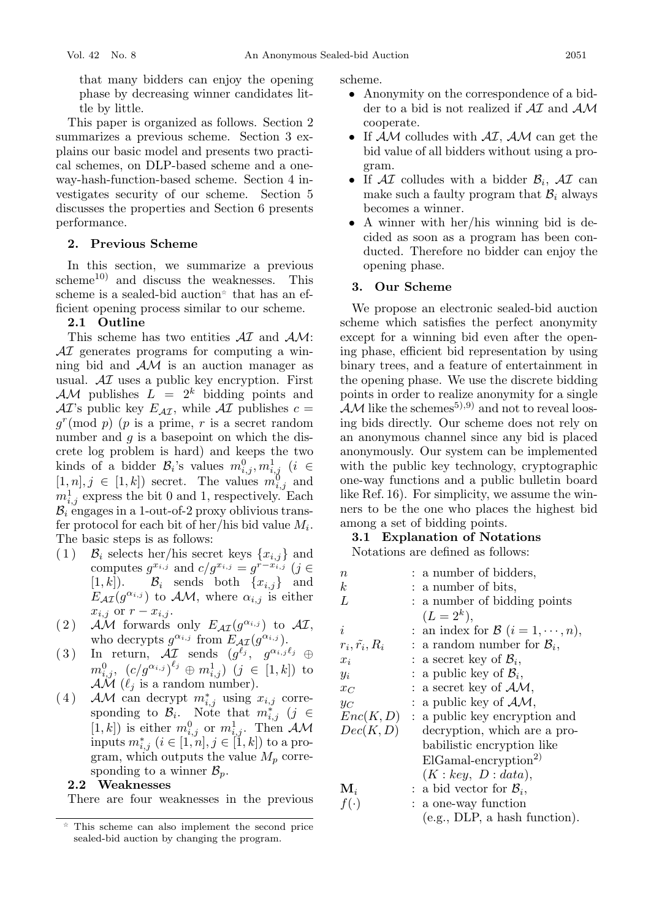that many bidders can enjoy the opening phase by decreasing winner candidates little by little.

This paper is organized as follows. Section 2 summarizes a previous scheme. Section 3 explains our basic model and presents two practical schemes, on DLP-based scheme and a one-way-hash-function-based scheme. Section 4 investigates security of our scheme. Section 5 discusses the properties and Section 6 presents performance.

## 2. Previous Scheme

In this section, we summarize a previous scheme[10] and discuss the weaknesses. This scheme is a sealed-bid auction☆ that has an efficient opening process similar to our scheme.

### 2.1 Outline

This scheme has two entities $\mathcal{AI}$ and $\mathcal{AM}$: $\mathcal{AI}$ generates programs for computing a winning bid and $\mathcal{AM}$ is an auction manager as usual. $\mathcal{AI}$ uses a public key encryption. First $\mathcal{AM}$ publishes $L = 2^k$ bidding points and $\mathcal{AI}$'s public key $E_{\mathcal{AI}}$, while $\mathcal{AI}$ publishes $c = g^r (\bmod\ p)$ ($p$ is a prime, $r$ is a secret random number and $g$ is a basepoint on which the discrete log problem is hard) and keeps the two kinds of a bidder $\mathcal{B}_i$'s values $m^0_{i,j}, m^1_{i,j}$ ($i \in [1, n], j \in [1, k]$) secret. The values $m^0_{i,j}$ and $m^1_{i,j}$ express the bit 0 and 1, respectively. Each $\mathcal{B}_i$ engages in a 1-out-of-2 proxy oblivious transfer protocol for each bit of her/his bid value $M_i$. The basic steps is as follows:

(1) $\mathcal{B}_i$ selects her/his secret keys $\{x_{i,j}\}$ and computes $g^{x_{i,j}}$ and $c/g^{x_{i,j}} = g^{r-x_{i,j}}$ ($j \in [1, k]$). $\mathcal{B}_i$ sends both $\{x_{i,j}\}$ and $E_{\mathcal{AI}}(g^{\alpha_{i,j}})$ to $\mathcal{AM}$, where $\alpha_{i,j}$ is either $x_{i,j}$ or $r - x_{i,j}$.

(2) $\mathcal{AM}$ forwards only $E_{\mathcal{AI}}(g^{\alpha_{i,j}})$ to $\mathcal{AI}$, who decrypts $g^{\alpha_{i,j}}$ from $E_{\mathcal{AI}}(g^{\alpha_{i,j}})$.

(3) In return, $\mathcal{AI}$ sends $(g^{\ell_j},\ g^{\alpha_{i,j}\ell_j} \oplus m^0_{i,j},\ (c/g^{\alpha_{i,j}})^{\ell_j} \oplus m^1_{i,j})$ ($j \in [1, k]$) to $\mathcal{AM}$ ($\ell_j$ is a random number).

(4) $\mathcal{AM}$ can decrypt $m^*_{i,j}$ using $x_{i,j}$ corresponding to $\mathcal{B}_i$. Note that $m^*_{i,j}$ ($j \in [1, k]$) is either $m^0_{i,j}$ or $m^1_{i,j}$. Then $\mathcal{AM}$ inputs $m^*_{i,j}$ ($i \in [1, n], j \in [1, k]$) to a program, which outputs the value $M_p$ corresponding to a winner $\mathcal{B}_p$.

### 2.2 Weaknesses

There are four weaknesses in the previous scheme.

- Anonymity on the correspondence of a bidder to a bid is not realized if $\mathcal{AI}$ and $\mathcal{AM}$ cooperate.
- If $\mathcal{AM}$ colludes with $\mathcal{AI}$, $\mathcal{AM}$ can get the bid value of all bidders without using a program.
- If $\mathcal{AI}$ colludes with a bidder $\mathcal{B}_i$, $\mathcal{AI}$ can make such a faulty program that $\mathcal{B}_i$ always becomes a winner.
- A winner with her/his winning bid is decided as soon as a program has been conducted. Therefore no bidder can enjoy the opening phase.

## 3. Our Scheme

We propose an electronic sealed-bid auction scheme which satisfies the perfect anonymity except for a winning bid even after the opening phase, efficient bid representation by using binary trees, and a feature of entertainment in the opening phase. We use the discrete bidding points in order to realize anonymity for a single $\mathcal{AM}$ like the schemes[5),9)] and not to reveal loosing bids directly. Our scheme does not rely on an anonymous channel since any bid is placed anonymously. Our system can be implemented with the public key technology, cryptographic one-way functions and a public bulletin board like Ref. 16). For simplicity, we assume the winners to be the one who places the highest bid among a set of bidding points.

### 3.1 Explanation of Notations

Notations are defined as follows:

| | |
|---|---|
| $n$ | : a number of bidders, |
| $k$ | : a number of bits, |
| $L$ | : a number of bidding points ($L = 2^k$), |
| $i$ | : an index for $\mathcal{B}$ ($i = 1, \cdots, n$), |
| $r_i, \tilde{r_i}, R_i$ | : a random number for $\mathcal{B}_i$, |
| $x_i$ | : a secret key of $\mathcal{B}_i$, |
| $y_i$ | : a public key of $\mathcal{B}_i$, |
| $x_C$ | : a secret key of $\mathcal{AM}$, |
| $y_C$ | : a public key of $\mathcal{AM}$, |
| $Enc(K, D)$ $Dec(K, D)$ | : a public key encryption and decryption, which are a probabilistic encryption like ElGamal-encryption[2)] ($K$ : $key$, $D$ : $data$), |
| $\mathbf{M}_i$ | : a bid vector for $\mathcal{B}_i$, |
| $f(\cdot)$ | : a one-way function (e.g., DLP, a hash function). |

☆ This scheme can also implement the second price sealed-bid auction by changing the program.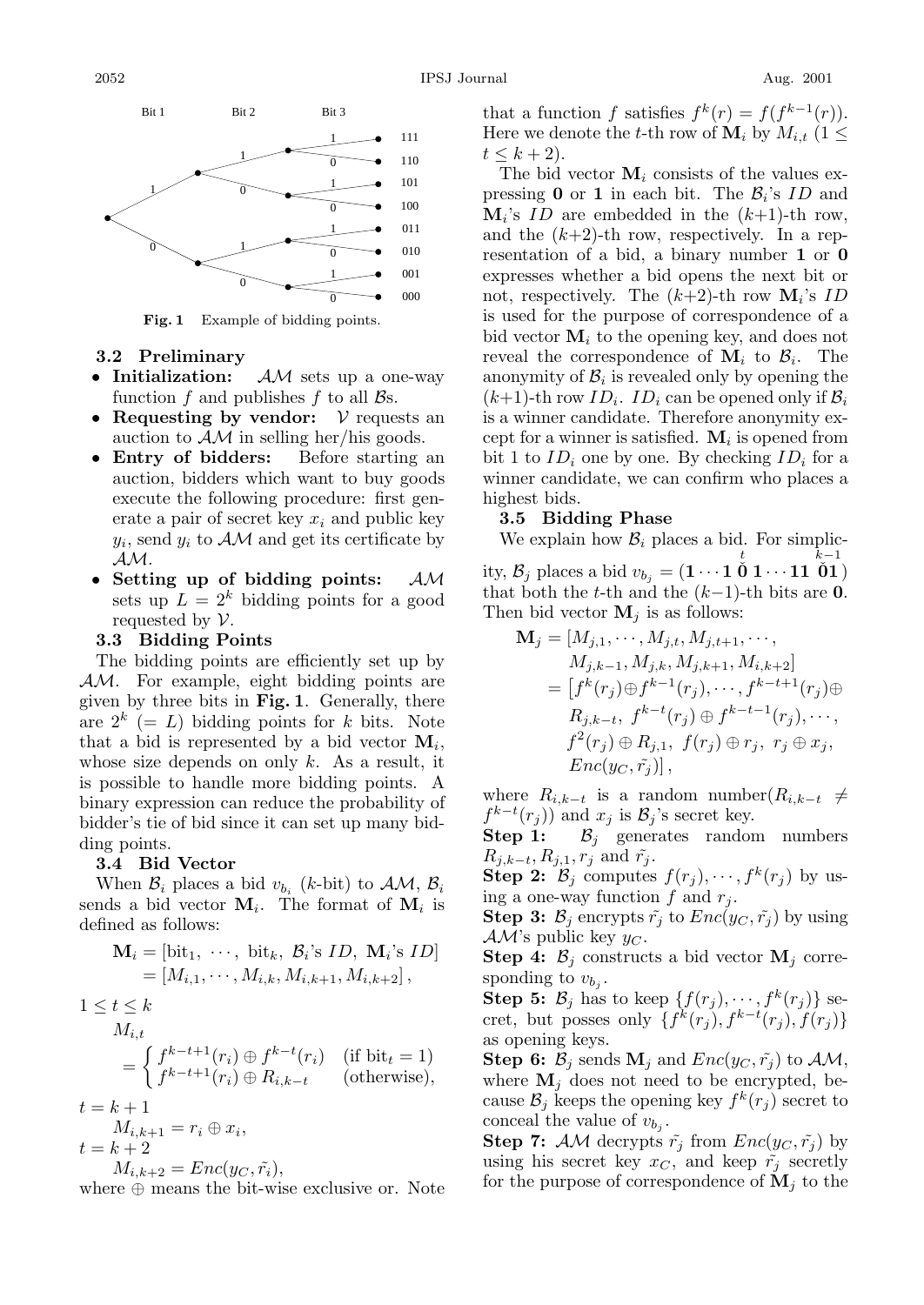Bit 1 Bit 2 Bit 3

111
110
101
100
011
010
001
000

**Fig. 1** Example of bidding points.

### 3.2 Preliminary

- **Initialization:** $\mathcal{AM}$ sets up a one-way function $f$ and publishes $f$ to all $\mathcal{B}$s.
- **Requesting by vendor:** $\mathcal{V}$ requests an auction to $\mathcal{AM}$ in selling her/his goods.
- **Entry of bidders:** Before starting an auction, bidders which want to buy goods execute the following procedure: first generate a pair of secret key $x_i$ and public key $y_i$, send $y_i$ to $\mathcal{AM}$ and get its certificate by $\mathcal{AM}$.
- **Setting up of bidding points:** $\mathcal{AM}$ sets up $L = 2^k$ bidding points for a good requested by $\mathcal{V}$.

### 3.3 Bidding Points

The bidding points are efficiently set up by $\mathcal{AM}$. For example, eight bidding points are given by three bits in **Fig. 1**. Generally, there are $2^k$ $(= L)$ bidding points for $k$ bits. Note that a bid is represented by a bid vector $\mathbf{M}_i$, whose size depends on only $k$. As a result, it is possible to handle more bidding points. A binary expression can reduce the probability of bidder's tie of bid since it can set up many bidding points.

### 3.4 Bid Vector

When $\mathcal{B}_i$ places a bid $v_{b_i}$ ($k$-bit) to $\mathcal{AM}$, $\mathcal{B}_i$ sends a bid vector $\mathbf{M}_i$. The format of $\mathbf{M}_i$ is defined as follows:

$$
\begin{aligned}
\mathbf{M}_i &= [\text{bit}_1,\ \cdots,\ \text{bit}_k,\ \mathcal{B}_i\text{'s } ID,\ \mathbf{M}_i\text{'s } ID] \\
&= [M_{i,1}, \cdots, M_{i,k}, M_{i,k+1}, M_{i,k+2}],
\end{aligned}
$$

$1 \le t \le k$

$$
M_{i,t} = \begin{cases} f^{k-t+1}(r_i) \oplus f^{k-t}(r_i) & (\text{if bit}_t = 1) \\ f^{k-t+1}(r_i) \oplus R_{i,k-t} & (\text{otherwise}), \end{cases}
$$

$t = k+1$

$$
M_{i,k+1} = r_i \oplus x_i,
$$

$t = k+2$

$$
M_{i,k+2} = Enc(y_C, \tilde{r_i}),
$$

where $\oplus$ means the bit-wise exclusive or. Note that a function $f$ satisfies $f^k(r) = f(f^{k-1}(r))$. Here we denote the $t$-th row of $\mathbf{M}_i$ by $M_{i,t}$ $(1 \le t \le k+2)$.

The bid vector $\mathbf{M}_i$ consists of the values expressing **0** or **1** in each bit. The $\mathcal{B}_i$'s $ID$ and $\mathbf{M}_i$'s $ID$ are embedded in the ($k$+1)-th row, and the ($k$+2)-th row, respectively. In a representation of a bid, a binary number **1** or **0** expresses whether a bid opens the next bit or not, respectively. The ($k$+2)-th row $\mathbf{M}_i$'s $ID$ is used for the purpose of correspondence of a bid vector $\mathbf{M}_i$ to the opening key, and does not reveal the correspondence of $\mathbf{M}_i$ to $\mathcal{B}_i$. The anonymity of $\mathcal{B}_i$ is revealed only by opening the ($k$+1)-th row $ID_i$. $ID_i$ can be opened only if $\mathcal{B}_i$ is a winner candidate. Therefore anonymity except for a winner is satisfied. $\mathbf{M}_i$ is opened from bit 1 to $ID_i$ one by one. By checking $ID_i$ for a winner candidate, we can confirm who places a highest bids.

### 3.5 Bidding Phase

We explain how $\mathcal{B}_i$ places a bid. For simplicity, $\mathcal{B}_j$ places a bid $v_{b_j} = (\mathbf{1} \cdots \mathbf{1}\ \overset{t}{\check{\mathbf{0}}}\ \mathbf{1} \cdots \mathbf{11}\ \overset{k-1}{\check{\mathbf{0}}}\mathbf{1})$ that both the $t$-th and the ($k$−1)-th bits are **0**. Then bid vector $\mathbf{M}_j$ is as follows:

$$
\begin{aligned}
\mathbf{M}_j &= [M_{j,1}, \cdots, M_{j,t}, M_{j,t+1}, \cdots, \\
&\qquad M_{j,k-1}, M_{j,k}, M_{j,k+1}, M_{i,k+2}] \\
&= [f^k(r_j) \oplus f^{k-1}(r_j), \cdots, f^{k-t+1}(r_j) \oplus \\
&\qquad R_{j,k-t},\ f^{k-t}(r_j) \oplus f^{k-t-1}(r_j), \cdots, \\
&\qquad f^2(r_j) \oplus R_{j,1},\ f(r_j) \oplus r_j,\ r_j \oplus x_j, \\
&\qquad Enc(y_C, \tilde{r_j})],
\end{aligned}
$$

where $R_{i,k-t}$ is a random number($R_{i,k-t} \ne f^{k-t}(r_j)$) and $x_j$ is $\mathcal{B}_j$'s secret key.

**Step 1:** $\mathcal{B}_j$ generates random numbers $R_{j,k-t}, R_{j,1}, r_j$ and $\tilde{r_j}$.

**Step 2:** $\mathcal{B}_j$ computes $f(r_j), \cdots, f^k(r_j)$ by using a one-way function $f$ and $r_j$.

**Step 3:** $\mathcal{B}_j$ encrypts $\tilde{r_j}$ to $Enc(y_C, \tilde{r_j})$ by using $\mathcal{AM}$'s public key $y_C$.

**Step 4:** $\mathcal{B}_j$ constructs a bid vector $\mathbf{M}_j$ corresponding to $v_{b_j}$.

**Step 5:** $\mathcal{B}_j$ has to keep $\{f(r_j), \cdots, f^k(r_j)\}$ secret, but posses only $\{f^k(r_j), f^{k-t}(r_j), f(r_j)\}$ as opening keys.

**Step 6:** $\mathcal{B}_j$ sends $\mathbf{M}_j$ and $Enc(y_C, \tilde{r_j})$ to $\mathcal{AM}$, where $\mathbf{M}_j$ does not need to be encrypted, because $\mathcal{B}_j$ keeps the opening key $f^k(r_j)$ secret to conceal the value of $v_{b_j}$.

**Step 7:** $\mathcal{AM}$ decrypts $\tilde{r_j}$ from $Enc(y_C, \tilde{r_j})$ by using his secret key $x_C$, and keep $\tilde{r_j}$ secretly for the purpose of correspondence of $\mathbf{M}_j$ to the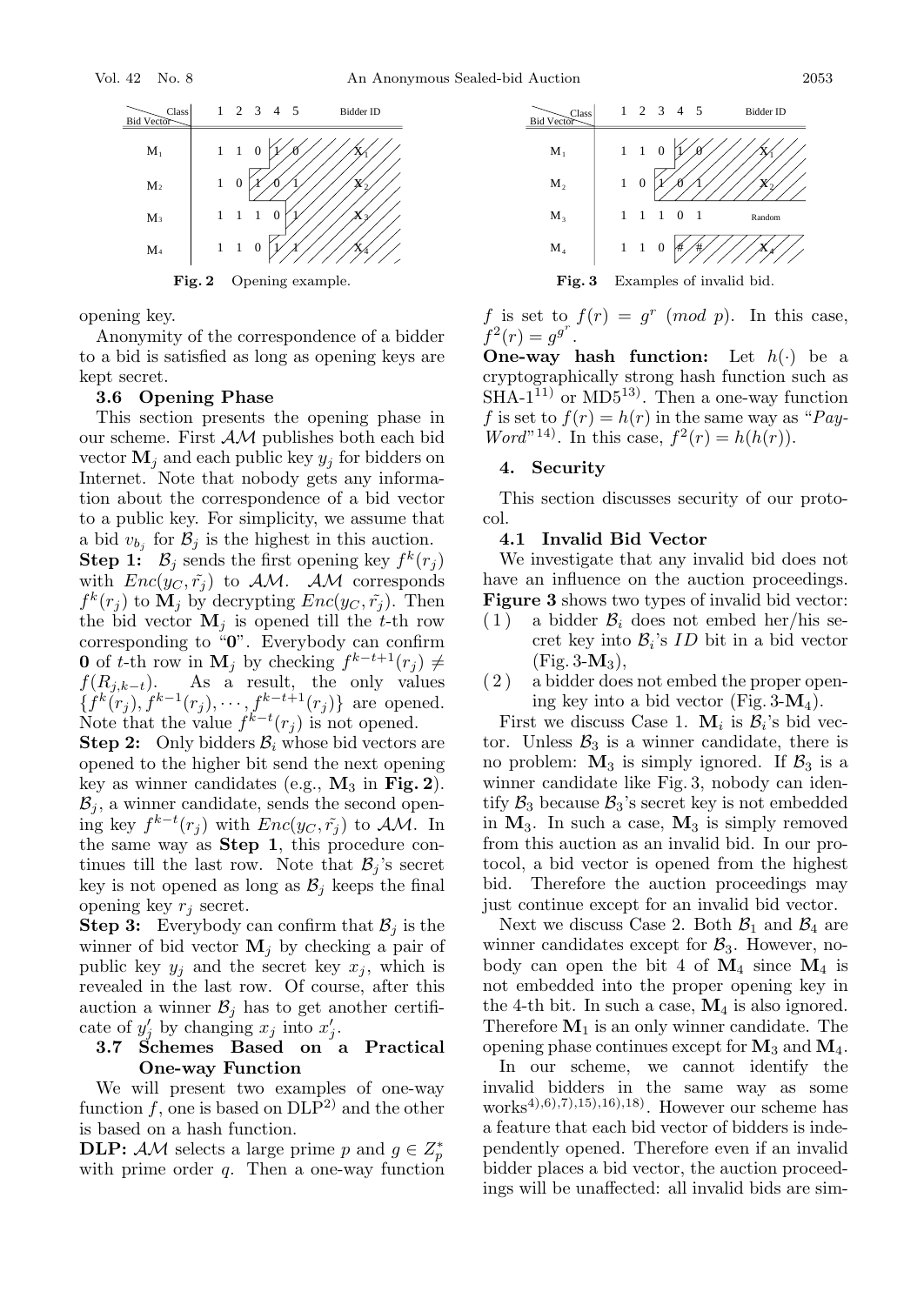| Class / Bid Vector | 1 | 2 | 3 | 4 | 5 | Bidder ID |
|---|---|---|---|---|---|---|
| $M_1$ | 1 | 1 | 0 | 1 | 0 | $X_1$ |
| $M_2$ | 1 | 0 | 1 | 0 | 1 | $X_2$ |
| $M_3$ | 1 | 1 | 1 | 0 | 1 | $X_3$ |
| $M_4$ | 1 | 1 | 0 | 1 | 1 | $X_4$ |

**Fig. 2** Opening example.

opening key.

Anonymity of the correspondence of a bidder to a bid is satisfied as long as opening keys are kept secret.

### 3.6 Opening Phase

This section presents the opening phase in our scheme. First $\mathcal{AM}$ publishes both each bid vector $\mathbf{M}_j$ and each public key $y_j$ for bidders on Internet. Note that nobody gets any information about the correspondence of a bid vector to a public key. For simplicity, we assume that a bid $v_{b_j}$ for $\mathcal{B}_j$ is the highest in this auction.

**Step 1:** $\mathcal{B}_j$ sends the first opening key $f^k(r_j)$ with $Enc(y_C, \tilde{r_j})$ to $\mathcal{AM}$. $\mathcal{AM}$ corresponds $f^k(r_j)$ to $\mathbf{M}_j$ by decrypting $Enc(y_C, \tilde{r_j})$. Then the bid vector $\mathbf{M}_j$ is opened till the $t$-th row corresponding to "**0**". Everybody can confirm **0** of $t$-th row in $\mathbf{M}_j$ by checking $f^{k-t+1}(r_j) \neq f(R_{j,k-t})$. As a result, the only values $\{f^k(r_j), f^{k-1}(r_j), \cdots, f^{k-t+1}(r_j)\}$ are opened. Note that the value $f^{k-t}(r_j)$ is not opened.

**Step 2:** Only bidders $\mathcal{B}_i$ whose bid vectors are opened to the higher bit send the next opening key as winner candidates (e.g., $\mathbf{M}_3$ in **Fig. 2**). $\mathcal{B}_j$, a winner candidate, sends the second opening key $f^{k-t}(r_j)$ with $Enc(y_C, \tilde{r_j})$ to $\mathcal{AM}$. In the same way as **Step 1**, this procedure continues till the last row. Note that $\mathcal{B}_j$'s secret key is not opened as long as $\mathcal{B}_j$ keeps the final opening key $r_j$ secret.

**Step 3:** Everybody can confirm that $\mathcal{B}_j$ is the winner of bid vector $\mathbf{M}_j$ by checking a pair of public key $y_j$ and the secret key $x_j$, which is revealed in the last row. Of course, after this auction a winner $\mathcal{B}_j$ has to get another certificate of $y'_j$ by changing $x_j$ into $x'_j$.

### 3.7 Schemes Based on a Practical One-way Function

We will present two examples of one-way function $f$, one is based on DLP[2] and the other is based on a hash function.

**DLP:** $\mathcal{AM}$ selects a large prime $p$ and $g \in Z_p^*$ with prime order $q$. Then a one-way function $f$ is set to $f(r) = g^r \ (mod\ p)$. In this case, $f^2(r) = g^{g^r}$.

**One-way hash function:** Let $h(\cdot)$ be a cryptographically strong hash function such as SHA-1[11] or MD5[13]. Then a one-way function $f$ is set to $f(r) = h(r)$ in the same way as "*PayWord*"[14]. In this case, $f^2(r) = h(h(r))$.

## 4. Security

This section discusses security of our protocol.

### 4.1 Invalid Bid Vector

| Class / Bid Vector | 1 | 2 | 3 | 4 | 5 | Bidder ID |
|---|---|---|---|---|---|---|
| $M_1$ | 1 | 1 | 0 | 1 | 0 | $X_1$ |
| $M_2$ | 1 | 0 | 1 | 0 | 1 | $X_2$ |
| $M_3$ | 1 | 1 | 1 | 0 | 1 | Random |
| $M_4$ | 1 | 1 | 0 | # | # | $X_4$ |

**Fig. 3** Examples of invalid bid.

We investigate that any invalid bid does not have an influence on the auction proceedings. **Figure 3** shows two types of invalid bid vector:

(1) a bidder $\mathcal{B}_i$ does not embed her/his secret key into $\mathcal{B}_i$'s $ID$ bit in a bid vector (Fig. 3-$\mathbf{M}_3$),

(2) a bidder does not embed the proper opening key into a bid vector (Fig. 3-$\mathbf{M}_4$).

First we discuss Case 1. $\mathbf{M}_i$ is $\mathcal{B}_i$'s bid vector. Unless $\mathcal{B}_3$ is a winner candidate, there is no problem: $\mathbf{M}_3$ is simply ignored. If $\mathcal{B}_3$ is a winner candidate like Fig. 3, nobody can identify $\mathcal{B}_3$ because $\mathcal{B}_3$'s secret key is not embedded in $\mathbf{M}_3$. In such a case, $\mathbf{M}_3$ is simply removed from this auction as an invalid bid. In our protocol, a bid vector is opened from the highest bid. Therefore the auction proceedings may just continue except for an invalid bid vector.

Next we discuss Case 2. Both $\mathcal{B}_1$ and $\mathcal{B}_4$ are winner candidates except for $\mathcal{B}_3$. However, nobody can open the bit 4 of $\mathbf{M}_4$ since $\mathbf{M}_4$ is not embedded into the proper opening key in the 4-th bit. In such a case, $\mathbf{M}_4$ is also ignored. Therefore $\mathbf{M}_1$ is an only winner candidate. The opening phase continues except for $\mathbf{M}_3$ and $\mathbf{M}_4$.

In our scheme, we cannot identify the invalid bidders in the same way as some works[4,6,7,15,16,18]. However our scheme has a feature that each bid vector of bidders is independently opened. Therefore even if an invalid bidder places a bid vector, the auction proceedings will be unaffected: all invalid bids are sim-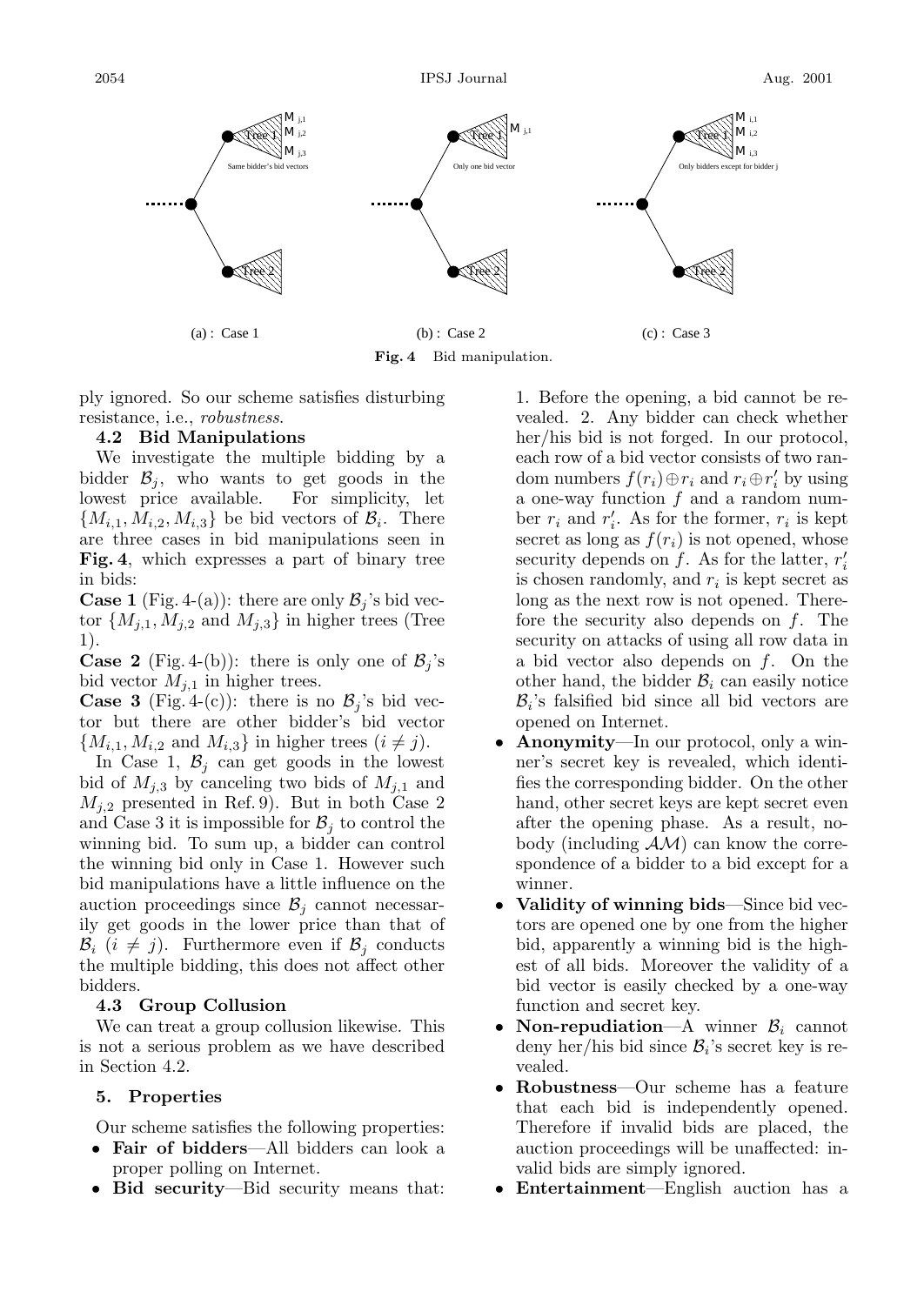(a) : Case 1 (b) : Case 2 (c) : Case 3

**Fig. 4** Bid manipulation.

ply ignored. So our scheme satisfies disturbing resistance, i.e., *robustness*.

### 4.2 Bid Manipulations

We investigate the multiple bidding by a bidder $\mathcal{B}_j$, who wants to get goods in the lowest price available. For simplicity, let $\{M_{i,1}, M_{i,2}, M_{i,3}\}$ be bid vectors of $\mathcal{B}_i$. There are three cases in bid manipulations seen in **Fig. 4**, which expresses a part of binary tree in bids:

**Case 1** (Fig. 4-(a)): there are only $\mathcal{B}_j$'s bid vector $\{M_{j,1}, M_{j,2}$ and $M_{j,3}\}$ in higher trees (Tree 1).

**Case 2** (Fig. 4-(b)): there is only one of $\mathcal{B}_j$'s bid vector $M_{j,1}$ in higher trees.

**Case 3** (Fig. 4-(c)): there is no $\mathcal{B}_j$'s bid vector but there are other bidder's bid vector $\{M_{i,1}, M_{i,2}$ and $M_{i,3}\}$ in higher trees $(i \neq j)$.

In Case 1, $\mathcal{B}_j$ can get goods in the lowest bid of $M_{j,3}$ by canceling two bids of $M_{j,1}$ and $M_{j,2}$ presented in Ref. 9). But in both Case 2 and Case 3 it is impossible for $\mathcal{B}_j$ to control the winning bid. To sum up, a bidder can control the winning bid only in Case 1. However such bid manipulations have a little influence on the auction proceedings since $\mathcal{B}_j$ cannot necessarily get goods in the lower price than that of $\mathcal{B}_i$ $(i \neq j)$. Furthermore even if $\mathcal{B}_j$ conducts the multiple bidding, this does not affect other bidders.

### 4.3 Group Collusion

We can treat a group collusion likewise. This is not a serious problem as we have described in Section 4.2.

## 5. Properties

Our scheme satisfies the following properties:

- **Fair of bidders**—All bidders can look a proper polling on Internet.
- **Bid security**—Bid security means that: 1. Before the opening, a bid cannot be revealed. 2. Any bidder can check whether her/his bid is not forged. In our protocol, each row of a bid vector consists of two random numbers $f(r_i) \oplus r_i$ and $r_i \oplus r'_i$ by using a one-way function $f$ and a random number $r_i$ and $r'_i$. As for the former, $r_i$ is kept secret as long as $f(r_i)$ is not opened, whose security depends on $f$. As for the latter, $r'_i$ is chosen randomly, and $r_i$ is kept secret as long as the next row is not opened. Therefore the security also depends on $f$. The security on attacks of using all row data in a bid vector also depends on $f$. On the other hand, the bidder $\mathcal{B}_i$ can easily notice $\mathcal{B}_i$'s falsified bid since all bid vectors are opened on Internet.
- **Anonymity**—In our protocol, only a winner's secret key is revealed, which identifies the corresponding bidder. On the other hand, other secret keys are kept secret even after the opening phase. As a result, nobody (including $\mathcal{AM}$) can know the correspondence of a bidder to a bid except for a winner.
- **Validity of winning bids**—Since bid vectors are opened one by one from the higher bid, apparently a winning bid is the highest of all bids. Moreover the validity of a bid vector is easily checked by a one-way function and secret key.
- **Non-repudiation**—A winner $\mathcal{B}_i$ cannot deny her/his bid since $\mathcal{B}_i$'s secret key is revealed.
- **Robustness**—Our scheme has a feature that each bid is independently opened. Therefore if invalid bids are placed, the auction proceedings will be unaffected: invalid bids are simply ignored.
- **Entertainment**—English auction has a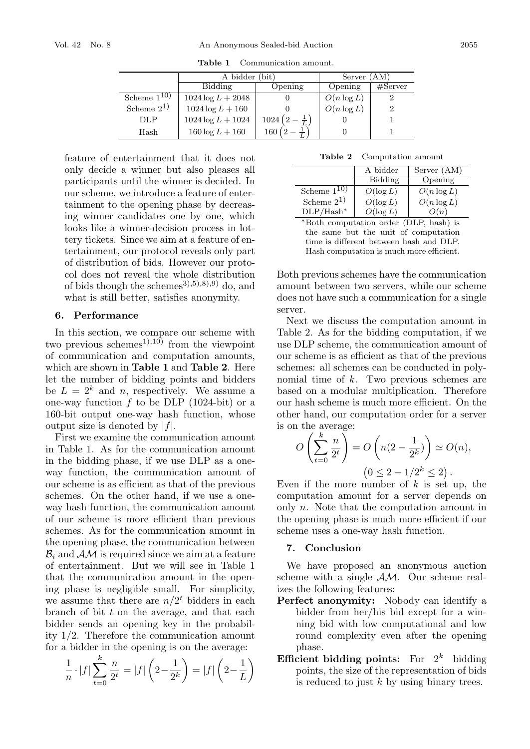**Table 1** Communication amount.

| | A bidder (bit) | | Server (AM) | |
|---|---|---|---|---|
| | Bidding | Opening | Opening | #Server |
| Scheme 1[10] | $1024 \log L + 2048$ | 0 | $O(n \log L)$ | 2 |
| Scheme 2[1] | $1024 \log L + 160$ | 0 | $O(n \log L)$ | 2 |
| DLP | $1024 \log L + 1024$ | $1024\left(2 - \frac{1}{L}\right)$ | 0 | 1 |
| Hash | $160 \log L + 160$ | $160\left(2 - \frac{1}{L}\right)$ | 0 | 1 |

feature of entertainment that it does not only decide a winner but also pleases all participants until the winner is decided. In our scheme, we introduce a feature of entertainment to the opening phase by decreasing winner candidates one by one, which looks like a winner-decision process in lottery tickets. Since we aim at a feature of entertainment, our protocol reveals only part of distribution of bids. However our protocol does not reveal the whole distribution of bids though the schemes[3),5),8),9)] do, and what is still better, satisfies anonymity.

## 6. Performance

In this section, we compare our scheme with two previous schemes[1),10)] from the viewpoint of communication and computation amounts, which are shown in **Table 1** and **Table 2**. Here let the number of bidding points and bidders be $L = 2^k$ and $n$, respectively. We assume a one-way function $f$ to be DLP (1024-bit) or a 160-bit output one-way hash function, whose output size is denoted by $|f|$.

First we examine the communication amount in Table 1. As for the communication amount in the bidding phase, if we use DLP as a one-way function, the communication amount of our scheme is as efficient as that of the previous schemes. On the other hand, if we use a one-way hash function, the communication amount of our scheme is more efficient than previous schemes. As for the communication amount in the opening phase, the communication between $\mathcal{B}_i$ and $\mathcal{AM}$ is required since we aim at a feature of entertainment. But we will see in Table 1 that the communication amount in the opening phase is negligible small. For simplicity, we assume that there are $n/2^t$ bidders in each branch of bit $t$ on the average, and that each bidder sends an opening key in the probability 1/2. Therefore the communication amount for a bidder in the opening is on the average:

$$\frac{1}{n} \cdot |f| \sum_{t=0}^{k} \frac{n}{2^t} = |f|\left(2 - \frac{1}{2^k}\right) = |f|\left(2 - \frac{1}{L}\right)$$

**Table 2** Computation amount

| | A bidder | Server (AM) |
|---|---|---|
| | Bidding | Opening |
| Scheme 1[10] | $O(\log L)$ | $O(n \log L)$ |
| Scheme 2[1] | $O(\log L)$ | $O(n \log L)$ |
| DLP/Hash* | $O(\log L)$ | $O(n)$ |

*Both computation order (DLP, hash) is the same but the unit of computation time is different between hash and DLP. Hash computation is much more efficient.

Both previous schemes have the communication amount between two servers, while our scheme does not have such a communication for a single server.

Next we discuss the computation amount in Table 2. As for the bidding computation, if we use DLP scheme, the communication amount of our scheme is as efficient as that of the previous schemes: all schemes can be conducted in polynomial time of $k$. Two previous schemes are based on a modular multiplication. Therefore our hash scheme is much more efficient. On the other hand, our computation order for a server is on the average:

$$O\left(\sum_{t=0}^{k} \frac{n}{2^t}\right) = O\left(n(2 - \frac{1}{2^k})\right) \simeq O(n),$$
$$\left(0 \leq 2 - 1/2^k \leq 2\right).$$

Even if the more number of $k$ is set up, the computation amount for a server depends on only $n$. Note that the computation amount in the opening phase is much more efficient if our scheme uses a one-way hash function.

## 7. Conclusion

We have proposed an anonymous auction scheme with a single $\mathcal{AM}$. Our scheme realizes the following features:

**Perfect anonymity:** Nobody can identify a bidder from her/his bid except for a winning bid with low computational and low round complexity even after the opening phase.

**Efficient bidding points:** For $2^k$ bidding points, the size of the representation of bids is reduced to just $k$ by using binary trees.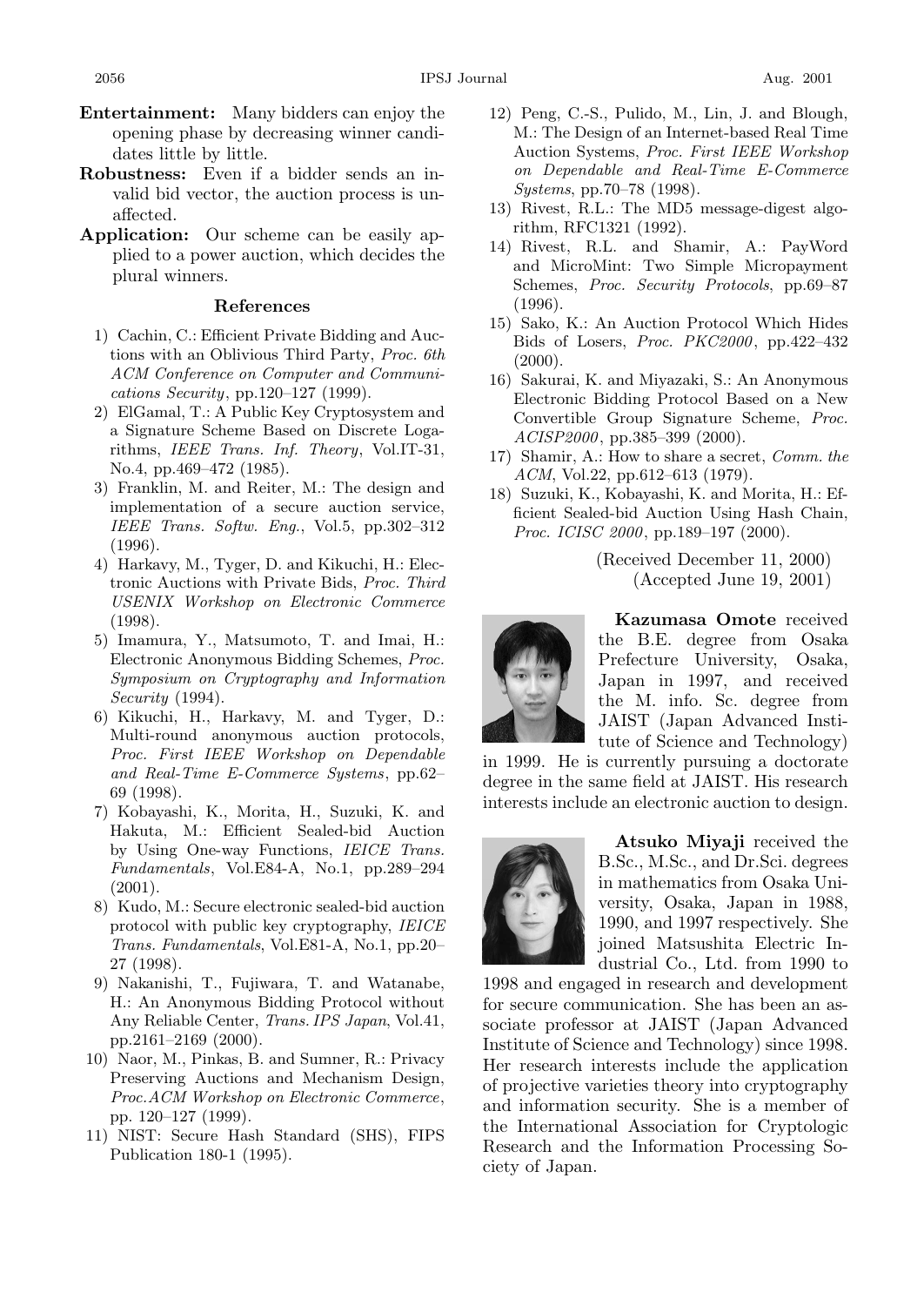**Entertainment:** Many bidders can enjoy the opening phase by decreasing winner candidates little by little.

**Robustness:** Even if a bidder sends an invalid bid vector, the auction process is unaffected.

**Application:** Our scheme can be easily applied to a power auction, which decides the plural winners.

## References

1) Cachin, C.: Efficient Private Bidding and Auctions with an Oblivious Third Party, *Proc. 6th ACM Conference on Computer and Communications Security*, pp.120–127 (1999).

2) ElGamal, T.: A Public Key Cryptosystem and a Signature Scheme Based on Discrete Logarithms, *IEEE Trans. Inf. Theory*, Vol.IT-31, No.4, pp.469–472 (1985).

3) Franklin, M. and Reiter, M.: The design and implementation of a secure auction service, *IEEE Trans. Softw. Eng.*, Vol.5, pp.302–312 (1996).

4) Harkavy, M., Tyger, D. and Kikuchi, H.: Electronic Auctions with Private Bids, *Proc. Third USENIX Workshop on Electronic Commerce* (1998).

5) Imamura, Y., Matsumoto, T. and Imai, H.: Electronic Anonymous Bidding Schemes, *Proc. Symposium on Cryptography and Information Security* (1994).

6) Kikuchi, H., Harkavy, M. and Tyger, D.: Multi-round anonymous auction protocols, *Proc. First IEEE Workshop on Dependable and Real-Time E-Commerce Systems*, pp.62–69 (1998).

7) Kobayashi, K., Morita, H., Suzuki, K. and Hakuta, M.: Efficient Sealed-bid Auction by Using One-way Functions, *IEICE Trans. Fundamentals*, Vol.E84-A, No.1, pp.289–294 (2001).

8) Kudo, M.: Secure electronic sealed-bid auction protocol with public key cryptography, *IEICE Trans. Fundamentals*, Vol.E81-A, No.1, pp.20–27 (1998).

9) Nakanishi, T., Fujiwara, T. and Watanabe, H.: An Anonymous Bidding Protocol without Any Reliable Center, *Trans. IPS Japan*, Vol.41, pp.2161–2169 (2000).

10) Naor, M., Pinkas, B. and Sumner, R.: Privacy Preserving Auctions and Mechanism Design, *Proc.ACM Workshop on Electronic Commerce*, pp. 120–127 (1999).

11) NIST: Secure Hash Standard (SHS), FIPS Publication 180-1 (1995).

12) Peng, C.-S., Pulido, M., Lin, J. and Blough, M.: The Design of an Internet-based Real Time Auction Systems, *Proc. First IEEE Workshop on Dependable and Real-Time E-Commerce Systems*, pp.70–78 (1998).

13) Rivest, R.L.: The MD5 message-digest algorithm, RFC1321 (1992).

14) Rivest, R.L. and Shamir, A.: PayWord and MicroMint: Two Simple Micropayment Schemes, *Proc. Security Protocols*, pp.69–87 (1996).

15) Sako, K.: An Auction Protocol Which Hides Bids of Losers, *Proc. PKC2000*, pp.422–432 (2000).

16) Sakurai, K. and Miyazaki, S.: An Anonymous Electronic Bidding Protocol Based on a New Convertible Group Signature Scheme, *Proc. ACISP2000*, pp.385–399 (2000).

17) Shamir, A.: How to share a secret, *Comm. the ACM*, Vol.22, pp.612–613 (1979).

18) Suzuki, K., Kobayashi, K. and Morita, H.: Efficient Sealed-bid Auction Using Hash Chain, *Proc. ICISC 2000*, pp.189–197 (2000).

(Received December 11, 2000)
(Accepted June 19, 2001)

**Kazumasa Omote** received the B.E. degree from Osaka Prefecture University, Osaka, Japan in 1997, and received the M. info. Sc. degree from JAIST (Japan Advanced Institute of Science and Technology) in 1999. He is currently pursuing a doctorate degree in the same field at JAIST. His research interests include an electronic auction to design.

**Atsuko Miyaji** received the B.Sc., M.Sc., and Dr.Sci. degrees in mathematics from Osaka University, Osaka, Japan in 1988, 1990, and 1997 respectively. She joined Matsushita Electric Industrial Co., Ltd. from 1990 to 1998 and engaged in research and development for secure communication. She has been an associate professor at JAIST (Japan Advanced Institute of Science and Technology) since 1998. Her research interests include the application of projective varieties theory into cryptography and information security. She is a member of the International Association for Cryptologic Research and the Information Processing Society of Japan.